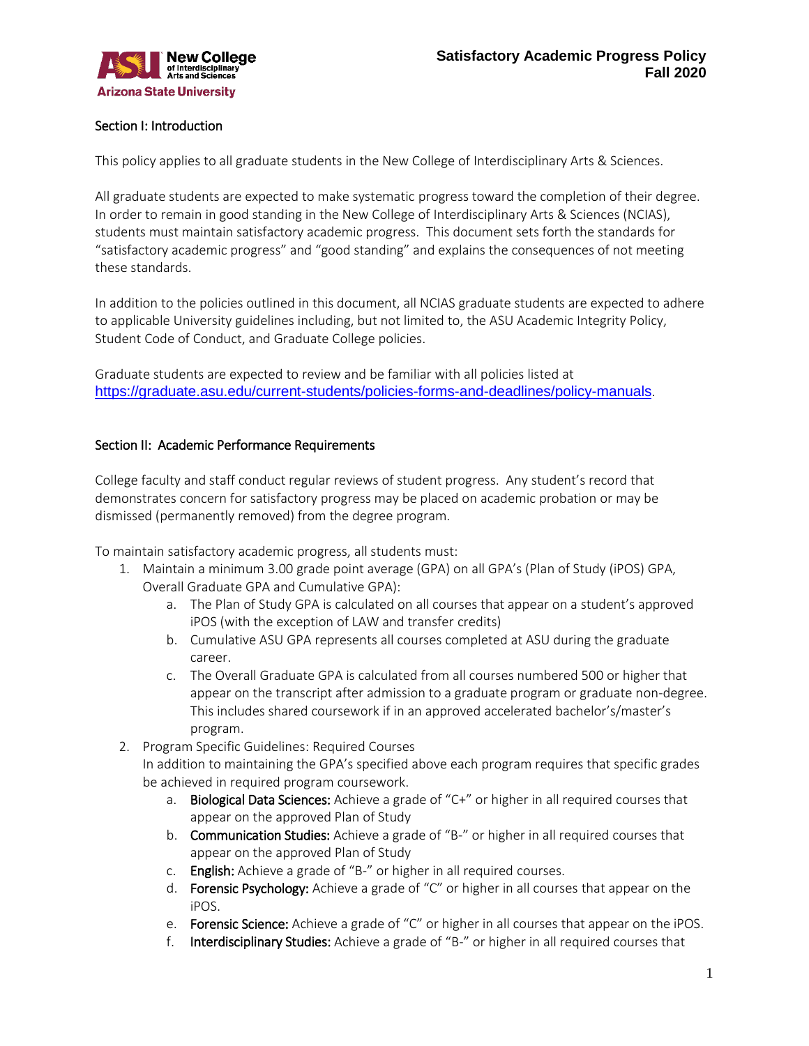# Satisfactory Academic Progress Policy
## Fall 2020

### Section I: Introduction

This policy applies to all graduate students in the New College of Interdisciplinary Arts & Sciences.

All graduate students are expected to make systematic progress toward the completion of their degree. In order to remain in good standing in the New College of Interdisciplinary Arts & Sciences (NCIAS), students must maintain satisfactory academic progress. This document sets forth the standards for "satisfactory academic progress" and "good standing" and explains the consequences of not meeting these standards.

In addition to the policies outlined in this document, all NCIAS graduate students are expected to adhere to applicable University guidelines including, but not limited to, the ASU Academic Integrity Policy, Student Code of Conduct, and Graduate College policies.

Graduate students are expected to review and be familiar with all policies listed at https://graduate.asu.edu/current-students/policies-forms-and-deadlines/policy-manuals.

### Section II: Academic Performance Requirements

College faculty and staff conduct regular reviews of student progress. Any student's record that demonstrates concern for satisfactory progress may be placed on academic probation or may be dismissed (permanently removed) from the degree program.

To maintain satisfactory academic progress, all students must:

1. Maintain a minimum 3.00 grade point average (GPA) on all GPA's (Plan of Study (iPOS) GPA, Overall Graduate GPA and Cumulative GPA):
    a. The Plan of Study GPA is calculated on all courses that appear on a student's approved iPOS (with the exception of LAW and transfer credits)
    b. Cumulative ASU GPA represents all courses completed at ASU during the graduate career.
    c. The Overall Graduate GPA is calculated from all courses numbered 500 or higher that appear on the transcript after admission to a graduate program or graduate non-degree. This includes shared coursework if in an approved accelerated bachelor's/master's program.
2. Program Specific Guidelines: Required Courses
   In addition to maintaining the GPA's specified above each program requires that specific grades be achieved in required program coursework.
    a. **Biological Data Sciences:** Achieve a grade of "C+" or higher in all required courses that appear on the approved Plan of Study
    b. **Communication Studies:** Achieve a grade of "B-" or higher in all required courses that appear on the approved Plan of Study
    c. **English:** Achieve a grade of "B-" or higher in all required courses.
    d. **Forensic Psychology:** Achieve a grade of "C" or higher in all courses that appear on the iPOS.
    e. **Forensic Science:** Achieve a grade of "C" or higher in all courses that appear on the iPOS.
    f. **Interdisciplinary Studies:** Achieve a grade of "B-" or higher in all required courses that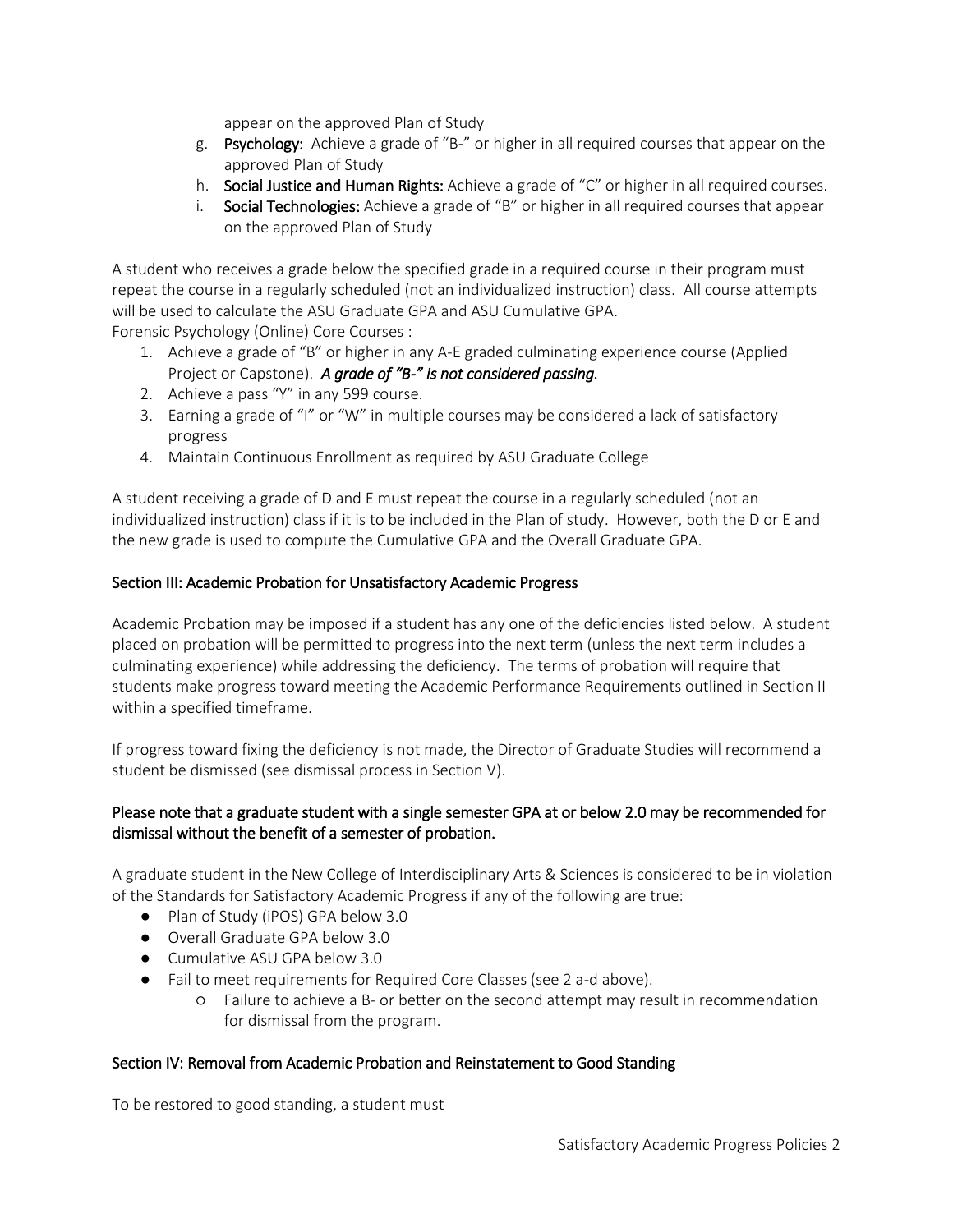appear on the approved Plan of Study

g. **Psychology:** Achieve a grade of "B-" or higher in all required courses that appear on the approved Plan of Study
h. **Social Justice and Human Rights:** Achieve a grade of "C" or higher in all required courses.
i. **Social Technologies:** Achieve a grade of "B" or higher in all required courses that appear on the approved Plan of Study

A student who receives a grade below the specified grade in a required course in their program must repeat the course in a regularly scheduled (not an individualized instruction) class. All course attempts will be used to calculate the ASU Graduate GPA and ASU Cumulative GPA.

Forensic Psychology (Online) Core Courses :

1. Achieve a grade of "B" or higher in any A-E graded culminating experience course (Applied Project or Capstone). ***A grade of "B-" is not considered passing.***
2. Achieve a pass "Y" in any 599 course.
3. Earning a grade of "I" or "W" in multiple courses may be considered a lack of satisfactory progress
4. Maintain Continuous Enrollment as required by ASU Graduate College

A student receiving a grade of D and E must repeat the course in a regularly scheduled (not an individualized instruction) class if it is to be included in the Plan of study. However, both the D or E and the new grade is used to compute the Cumulative GPA and the Overall Graduate GPA.

## Section III: Academic Probation for Unsatisfactory Academic Progress

Academic Probation may be imposed if a student has any one of the deficiencies listed below. A student placed on probation will be permitted to progress into the next term (unless the next term includes a culminating experience) while addressing the deficiency. The terms of probation will require that students make progress toward meeting the Academic Performance Requirements outlined in Section II within a specified timeframe.

If progress toward fixing the deficiency is not made, the Director of Graduate Studies will recommend a student be dismissed (see dismissal process in Section V).

**Please note that a graduate student with a single semester GPA at or below 2.0 may be recommended for dismissal without the benefit of a semester of probation.**

A graduate student in the New College of Interdisciplinary Arts & Sciences is considered to be in violation of the Standards for Satisfactory Academic Progress if any of the following are true:

- Plan of Study (iPOS) GPA below 3.0
- Overall Graduate GPA below 3.0
- Cumulative ASU GPA below 3.0
- Fail to meet requirements for Required Core Classes (see 2 a-d above).
  - Failure to achieve a B- or better on the second attempt may result in recommendation for dismissal from the program.

## Section IV: Removal from Academic Probation and Reinstatement to Good Standing

To be restored to good standing, a student must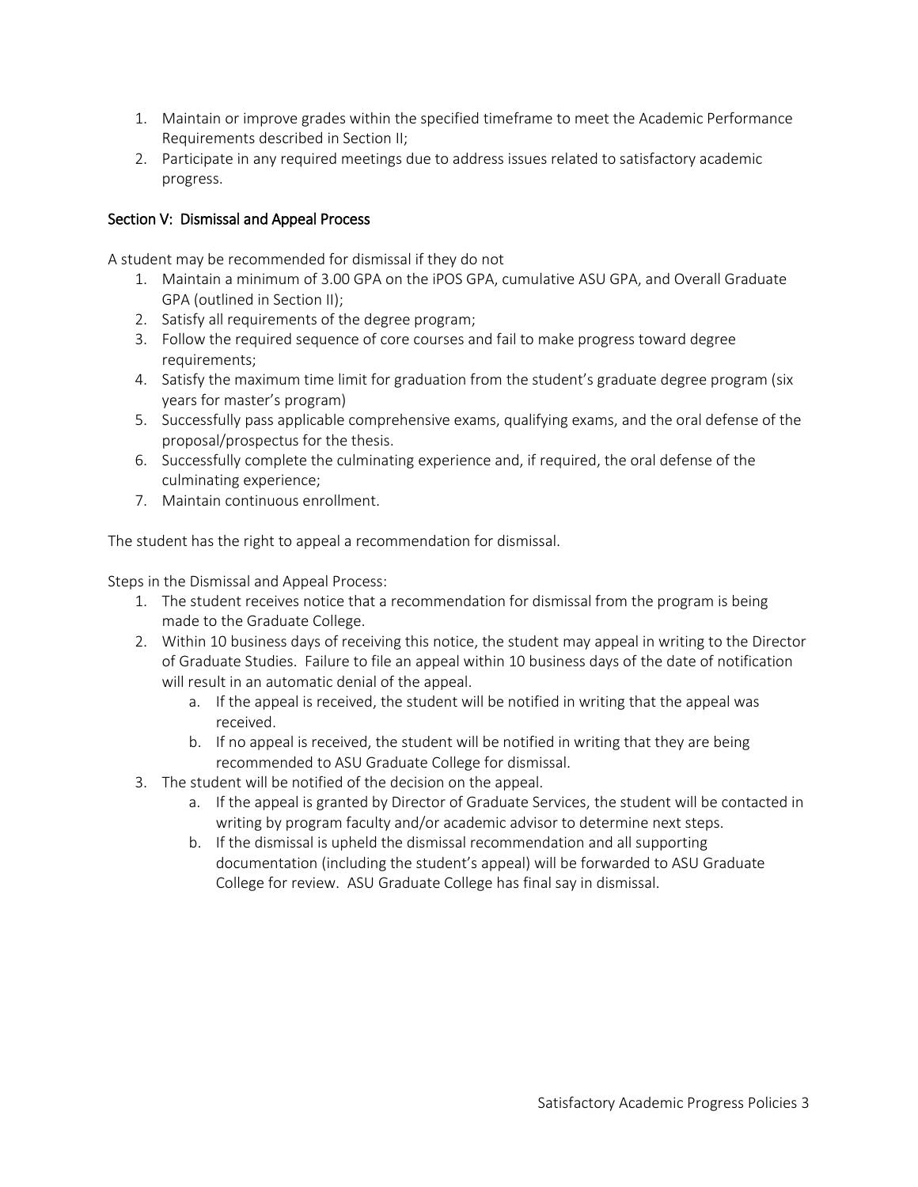1. Maintain or improve grades within the specified timeframe to meet the Academic Performance Requirements described in Section II;
2. Participate in any required meetings due to address issues related to satisfactory academic progress.

## Section V: Dismissal and Appeal Process

A student may be recommended for dismissal if they do not

1. Maintain a minimum of 3.00 GPA on the iPOS GPA, cumulative ASU GPA, and Overall Graduate GPA (outlined in Section II);
2. Satisfy all requirements of the degree program;
3. Follow the required sequence of core courses and fail to make progress toward degree requirements;
4. Satisfy the maximum time limit for graduation from the student's graduate degree program (six years for master's program)
5. Successfully pass applicable comprehensive exams, qualifying exams, and the oral defense of the proposal/prospectus for the thesis.
6. Successfully complete the culminating experience and, if required, the oral defense of the culminating experience;
7. Maintain continuous enrollment.

The student has the right to appeal a recommendation for dismissal.

Steps in the Dismissal and Appeal Process:

1. The student receives notice that a recommendation for dismissal from the program is being made to the Graduate College.
2. Within 10 business days of receiving this notice, the student may appeal in writing to the Director of Graduate Studies. Failure to file an appeal within 10 business days of the date of notification will result in an automatic denial of the appeal.
   a. If the appeal is received, the student will be notified in writing that the appeal was received.
   b. If no appeal is received, the student will be notified in writing that they are being recommended to ASU Graduate College for dismissal.
3. The student will be notified of the decision on the appeal.
   a. If the appeal is granted by Director of Graduate Services, the student will be contacted in writing by program faculty and/or academic advisor to determine next steps.
   b. If the dismissal is upheld the dismissal recommendation and all supporting documentation (including the student's appeal) will be forwarded to ASU Graduate College for review. ASU Graduate College has final say in dismissal.